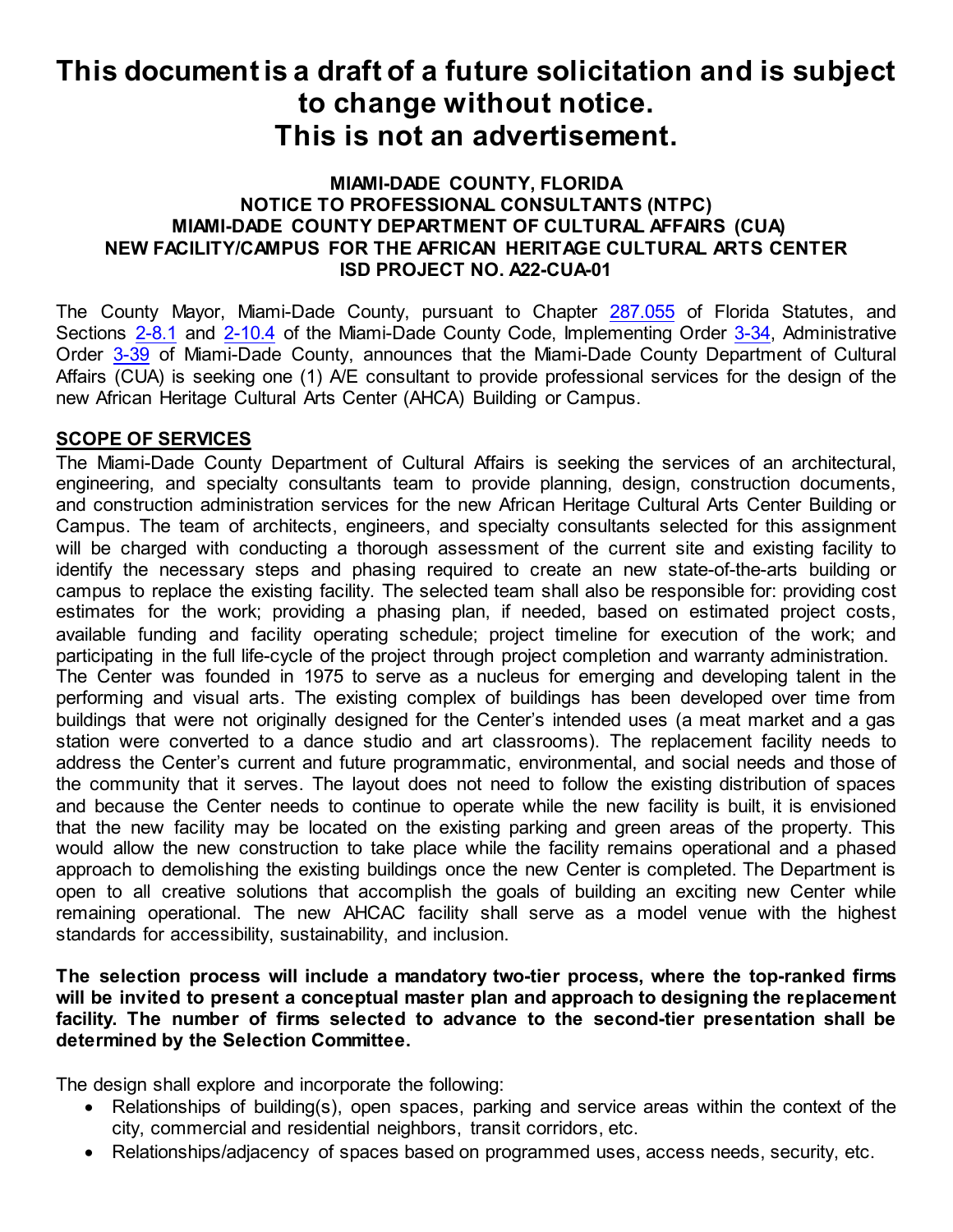# This document is a draft of a future solicitation and is subject to change without notice. This is not an advertisement.

**MIAMI-DADE COUNTY, FLORIDA**
**NOTICE TO PROFESSIONAL CONSULTANTS (NTPC)**
**MIAMI-DADE COUNTY DEPARTMENT OF CULTURAL AFFAIRS (CUA)**
**NEW FACILITY/CAMPUS FOR THE AFRICAN HERITAGE CULTURAL ARTS CENTER**
**ISD PROJECT NO. A22-CUA-01**

The County Mayor, Miami-Dade County, pursuant to Chapter 287.055 of Florida Statutes, and Sections 2-8.1 and 2-10.4 of the Miami-Dade County Code, Implementing Order 3-34, Administrative Order 3-39 of Miami-Dade County, announces that the Miami-Dade County Department of Cultural Affairs (CUA) is seeking one (1) A/E consultant to provide professional services for the design of the new African Heritage Cultural Arts Center (AHCA) Building or Campus.

## SCOPE OF SERVICES

The Miami-Dade County Department of Cultural Affairs is seeking the services of an architectural, engineering, and specialty consultants team to provide planning, design, construction documents, and construction administration services for the new African Heritage Cultural Arts Center Building or Campus. The team of architects, engineers, and specialty consultants selected for this assignment will be charged with conducting a thorough assessment of the current site and existing facility to identify the necessary steps and phasing required to create an new state-of-the-arts building or campus to replace the existing facility. The selected team shall also be responsible for: providing cost estimates for the work; providing a phasing plan, if needed, based on estimated project costs, available funding and facility operating schedule; project timeline for execution of the work; and participating in the full life-cycle of the project through project completion and warranty administration.
The Center was founded in 1975 to serve as a nucleus for emerging and developing talent in the performing and visual arts. The existing complex of buildings has been developed over time from buildings that were not originally designed for the Center's intended uses (a meat market and a gas station were converted to a dance studio and art classrooms). The replacement facility needs to address the Center's current and future programmatic, environmental, and social needs and those of the community that it serves. The layout does not need to follow the existing distribution of spaces and because the Center needs to continue to operate while the new facility is built, it is envisioned that the new facility may be located on the existing parking and green areas of the property. This would allow the new construction to take place while the facility remains operational and a phased approach to demolishing the existing buildings once the new Center is completed. The Department is open to all creative solutions that accomplish the goals of building an exciting new Center while remaining operational. The new AHCAC facility shall serve as a model venue with the highest standards for accessibility, sustainability, and inclusion.

**The selection process will include a mandatory two-tier process, where the top-ranked firms will be invited to present a conceptual master plan and approach to designing the replacement facility. The number of firms selected to advance to the second-tier presentation shall be determined by the Selection Committee.**

The design shall explore and incorporate the following:

- Relationships of building(s), open spaces, parking and service areas within the context of the city, commercial and residential neighbors, transit corridors, etc.
- Relationships/adjacency of spaces based on programmed uses, access needs, security, etc.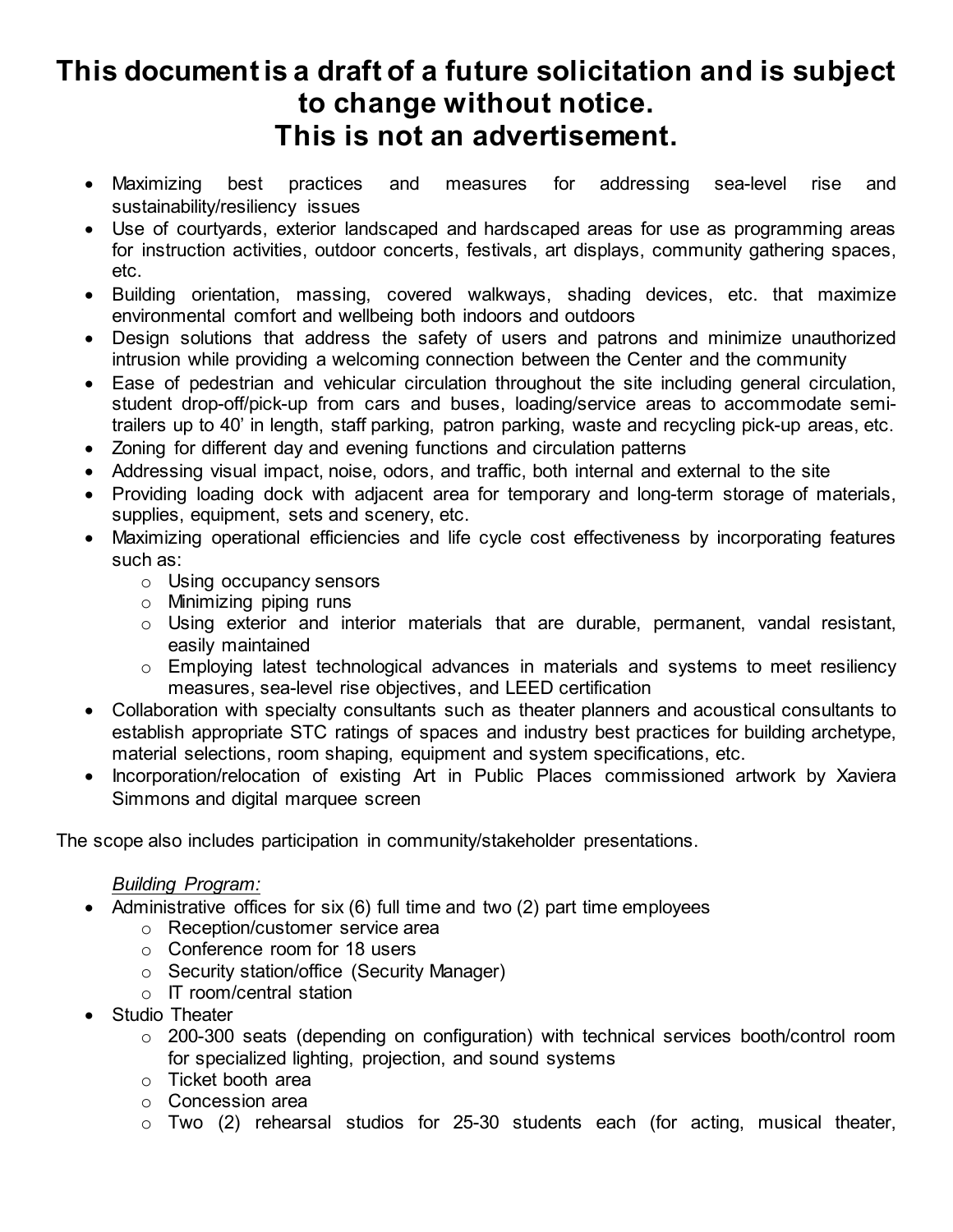# This document is a draft of a future solicitation and is subject to change without notice. This is not an advertisement.

- Maximizing best practices and measures for addressing sea-level rise and sustainability/resiliency issues
- Use of courtyards, exterior landscaped and hardscaped areas for use as programming areas for instruction activities, outdoor concerts, festivals, art displays, community gathering spaces, etc.
- Building orientation, massing, covered walkways, shading devices, etc. that maximize environmental comfort and wellbeing both indoors and outdoors
- Design solutions that address the safety of users and patrons and minimize unauthorized intrusion while providing a welcoming connection between the Center and the community
- Ease of pedestrian and vehicular circulation throughout the site including general circulation, student drop-off/pick-up from cars and buses, loading/service areas to accommodate semi-trailers up to 40' in length, staff parking, patron parking, waste and recycling pick-up areas, etc.
- Zoning for different day and evening functions and circulation patterns
- Addressing visual impact, noise, odors, and traffic, both internal and external to the site
- Providing loading dock with adjacent area for temporary and long-term storage of materials, supplies, equipment, sets and scenery, etc.
- Maximizing operational efficiencies and life cycle cost effectiveness by incorporating features such as:
  - Using occupancy sensors
  - Minimizing piping runs
  - Using exterior and interior materials that are durable, permanent, vandal resistant, easily maintained
  - Employing latest technological advances in materials and systems to meet resiliency measures, sea-level rise objectives, and LEED certification
- Collaboration with specialty consultants such as theater planners and acoustical consultants to establish appropriate STC ratings of spaces and industry best practices for building archetype, material selections, room shaping, equipment and system specifications, etc.
- Incorporation/relocation of existing Art in Public Places commissioned artwork by Xaviera Simmons and digital marquee screen

The scope also includes participation in community/stakeholder presentations.

*Building Program:*

- Administrative offices for six (6) full time and two (2) part time employees
  - Reception/customer service area
  - Conference room for 18 users
  - Security station/office (Security Manager)
  - IT room/central station
- Studio Theater
  - 200-300 seats (depending on configuration) with technical services booth/control room for specialized lighting, projection, and sound systems
  - Ticket booth area
  - Concession area
  - Two (2) rehearsal studios for 25-30 students each (for acting, musical theater,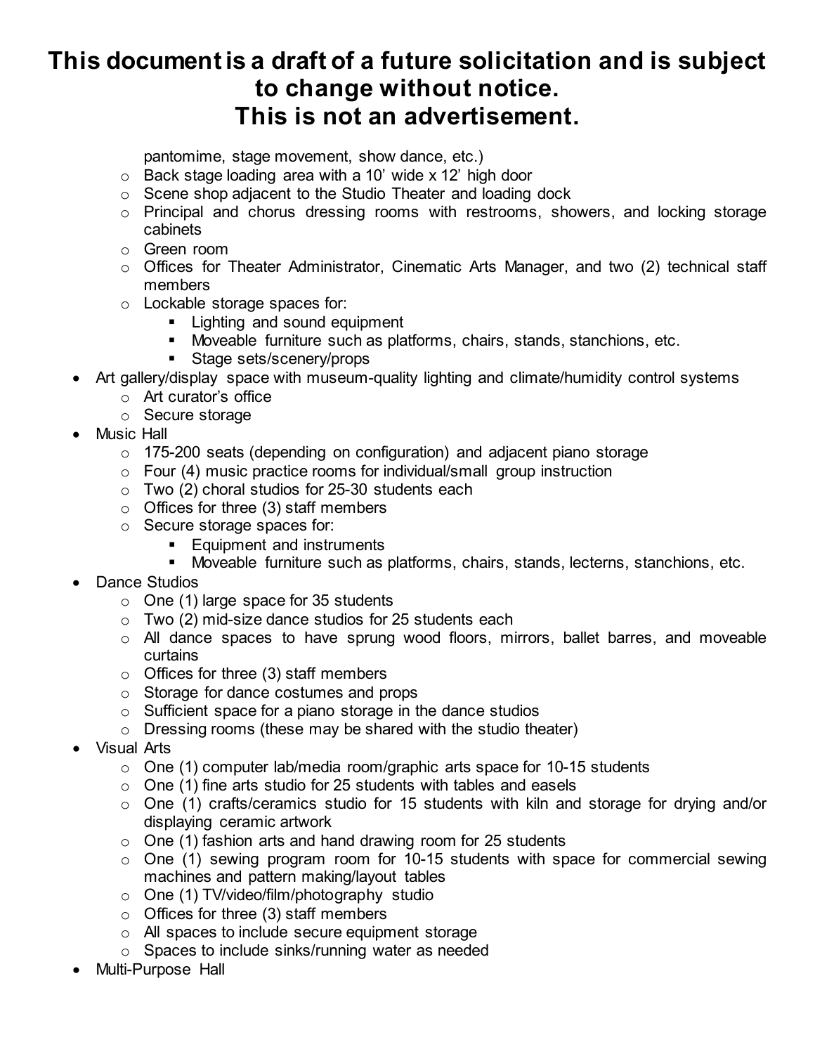**This document is a draft of a future solicitation and is subject to change without notice. This is not an advertisement.**

pantomime, stage movement, show dance, etc.)
    - Back stage loading area with a 10' wide x 12' high door
    - Scene shop adjacent to the Studio Theater and loading dock
    - Principal and chorus dressing rooms with restrooms, showers, and locking storage cabinets
    - Green room
    - Offices for Theater Administrator, Cinematic Arts Manager, and two (2) technical staff members
    - Lockable storage spaces for:
        - Lighting and sound equipment
        - Moveable furniture such as platforms, chairs, stands, stanchions, etc.
        - Stage sets/scenery/props
- Art gallery/display space with museum-quality lighting and climate/humidity control systems
    - Art curator's office
    - Secure storage
- Music Hall
    - 175-200 seats (depending on configuration) and adjacent piano storage
    - Four (4) music practice rooms for individual/small group instruction
    - Two (2) choral studios for 25-30 students each
    - Offices for three (3) staff members
    - Secure storage spaces for:
        - Equipment and instruments
        - Moveable furniture such as platforms, chairs, stands, lecterns, stanchions, etc.
- Dance Studios
    - One (1) large space for 35 students
    - Two (2) mid-size dance studios for 25 students each
    - All dance spaces to have sprung wood floors, mirrors, ballet barres, and moveable curtains
    - Offices for three (3) staff members
    - Storage for dance costumes and props
    - Sufficient space for a piano storage in the dance studios
    - Dressing rooms (these may be shared with the studio theater)
- Visual Arts
    - One (1) computer lab/media room/graphic arts space for 10-15 students
    - One (1) fine arts studio for 25 students with tables and easels
    - One (1) crafts/ceramics studio for 15 students with kiln and storage for drying and/or displaying ceramic artwork
    - One (1) fashion arts and hand drawing room for 25 students
    - One (1) sewing program room for 10-15 students with space for commercial sewing machines and pattern making/layout tables
    - One (1) TV/video/film/photography studio
    - Offices for three (3) staff members
    - All spaces to include secure equipment storage
    - Spaces to include sinks/running water as needed
- Multi-Purpose Hall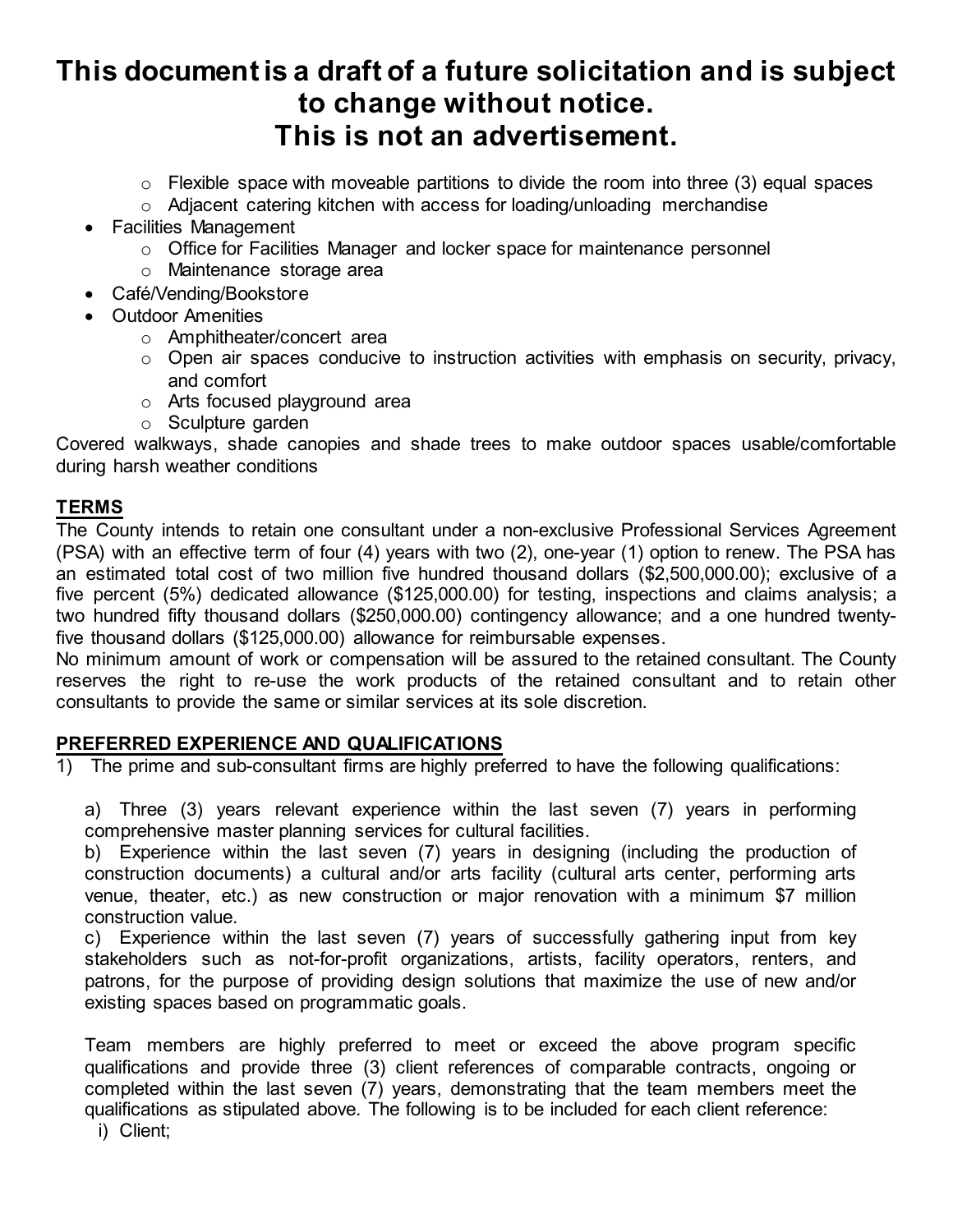# This document is a draft of a future solicitation and is subject to change without notice. This is not an advertisement.

    - Flexible space with moveable partitions to divide the room into three (3) equal spaces
    - Adjacent catering kitchen with access for loading/unloading merchandise
- Facilities Management
    - Office for Facilities Manager and locker space for maintenance personnel
    - Maintenance storage area
- Café/Vending/Bookstore
- Outdoor Amenities
    - Amphitheater/concert area
    - Open air spaces conducive to instruction activities with emphasis on security, privacy, and comfort
    - Arts focused playground area
    - Sculpture garden

Covered walkways, shade canopies and shade trees to make outdoor spaces usable/comfortable during harsh weather conditions

## TERMS

The County intends to retain one consultant under a non-exclusive Professional Services Agreement (PSA) with an effective term of four (4) years with two (2), one-year (1) option to renew. The PSA has an estimated total cost of two million five hundred thousand dollars ($2,500,000.00); exclusive of a five percent (5%) dedicated allowance ($125,000.00) for testing, inspections and claims analysis; a two hundred fifty thousand dollars ($250,000.00) contingency allowance; and a one hundred twenty-five thousand dollars ($125,000.00) allowance for reimbursable expenses.

No minimum amount of work or compensation will be assured to the retained consultant. The County reserves the right to re-use the work products of the retained consultant and to retain other consultants to provide the same or similar services at its sole discretion.

## PREFERRED EXPERIENCE AND QUALIFICATIONS

1) The prime and sub-consultant firms are highly preferred to have the following qualifications:

a) Three (3) years relevant experience within the last seven (7) years in performing comprehensive master planning services for cultural facilities.

b) Experience within the last seven (7) years in designing (including the production of construction documents) a cultural and/or arts facility (cultural arts center, performing arts venue, theater, etc.) as new construction or major renovation with a minimum $7 million construction value.

c) Experience within the last seven (7) years of successfully gathering input from key stakeholders such as not-for-profit organizations, artists, facility operators, renters, and patrons, for the purpose of providing design solutions that maximize the use of new and/or existing spaces based on programmatic goals.

Team members are highly preferred to meet or exceed the above program specific qualifications and provide three (3) client references of comparable contracts, ongoing or completed within the last seven (7) years, demonstrating that the team members meet the qualifications as stipulated above. The following is to be included for each client reference:

i) Client;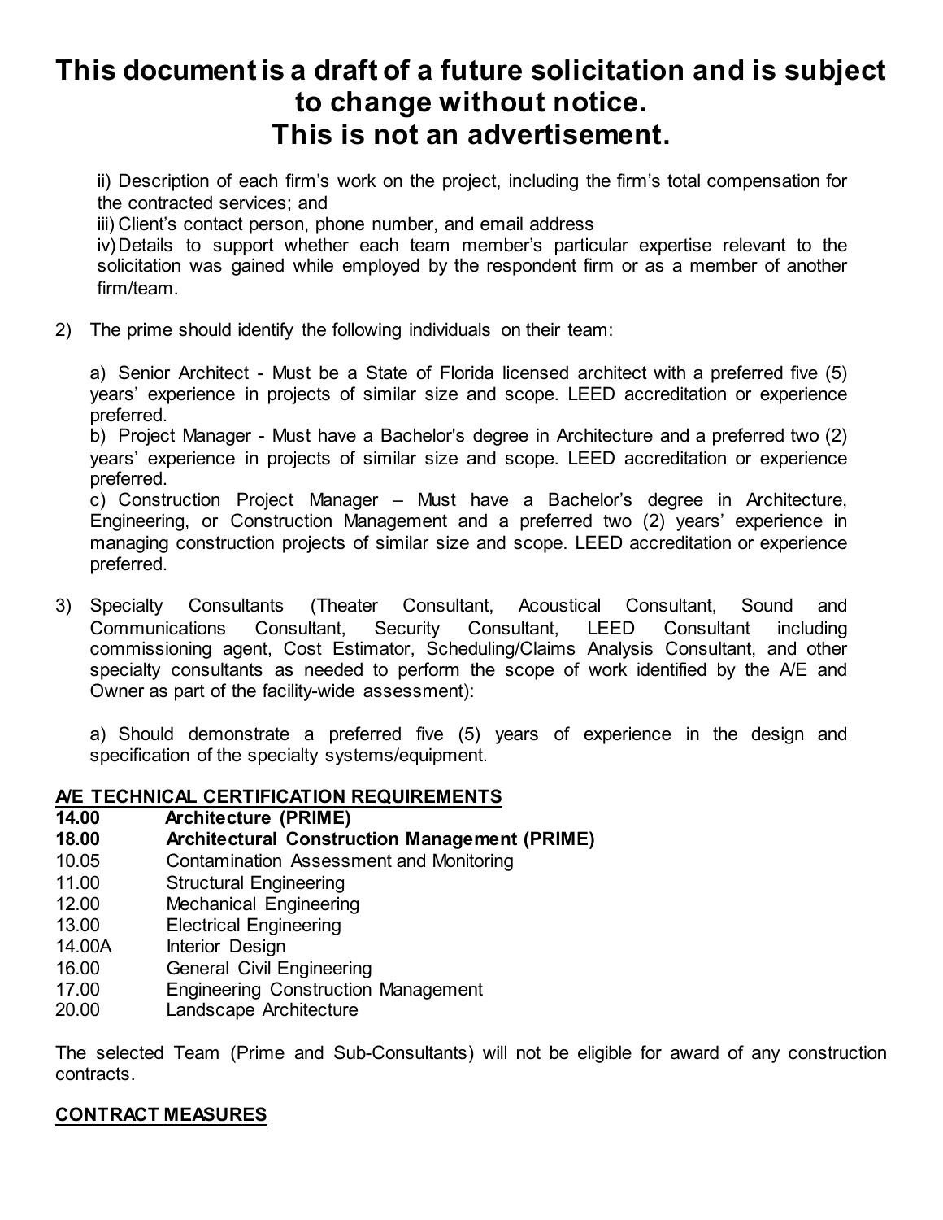# This document is a draft of a future solicitation and is subject to change without notice. This is not an advertisement.

ii) Description of each firm's work on the project, including the firm's total compensation for the contracted services; and
iii) Client's contact person, phone number, and email address
iv) Details to support whether each team member's particular expertise relevant to the solicitation was gained while employed by the respondent firm or as a member of another firm/team.

2) The prime should identify the following individuals on their team:

   a) Senior Architect - Must be a State of Florida licensed architect with a preferred five (5) years' experience in projects of similar size and scope. LEED accreditation or experience preferred.
   b) Project Manager - Must have a Bachelor's degree in Architecture and a preferred two (2) years' experience in projects of similar size and scope. LEED accreditation or experience preferred.
   c) Construction Project Manager – Must have a Bachelor's degree in Architecture, Engineering, or Construction Management and a preferred two (2) years' experience in managing construction projects of similar size and scope. LEED accreditation or experience preferred.

3) Specialty Consultants (Theater Consultant, Acoustical Consultant, Sound and Communications Consultant, Security Consultant, LEED Consultant including commissioning agent, Cost Estimator, Scheduling/Claims Analysis Consultant, and other specialty consultants as needed to perform the scope of work identified by the A/E and Owner as part of the facility-wide assessment):

   a) Should demonstrate a preferred five (5) years of experience in the design and specification of the specialty systems/equipment.

**A/E TECHNICAL CERTIFICATION REQUIREMENTS**

**14.00 Architecture (PRIME)**
**18.00 Architectural Construction Management (PRIME)**
10.05 Contamination Assessment and Monitoring
11.00 Structural Engineering
12.00 Mechanical Engineering
13.00 Electrical Engineering
14.00A Interior Design
16.00 General Civil Engineering
17.00 Engineering Construction Management
20.00 Landscape Architecture

The selected Team (Prime and Sub-Consultants) will not be eligible for award of any construction contracts.

**CONTRACT MEASURES**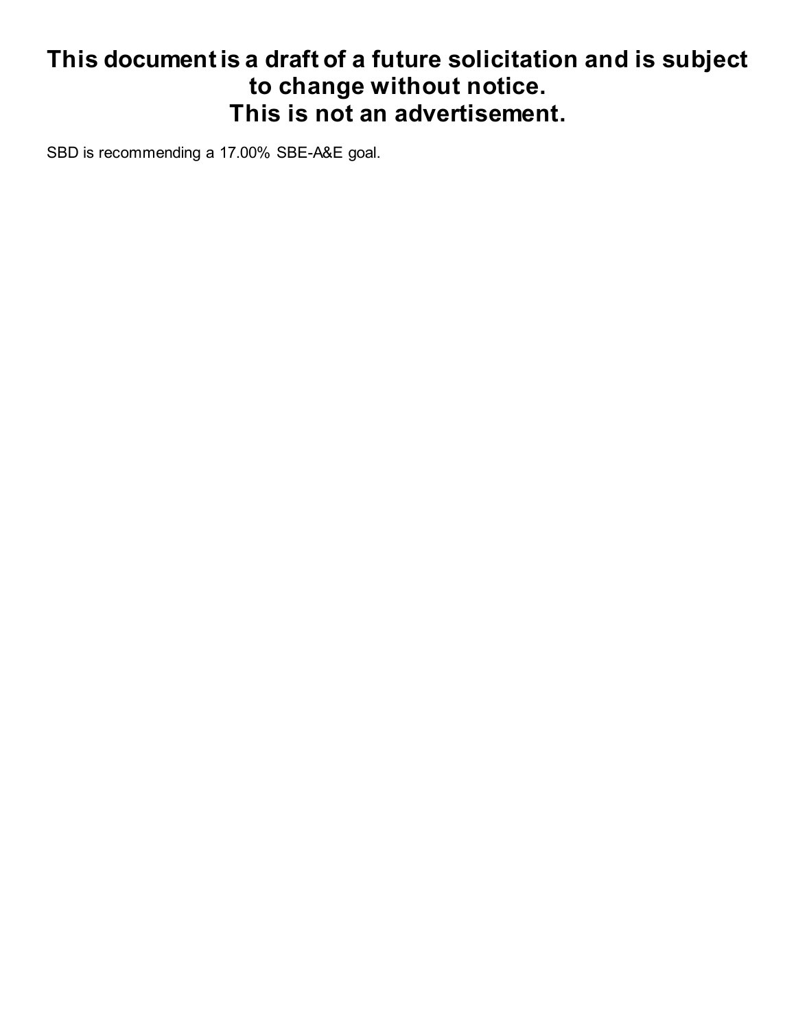# This document is a draft of a future solicitation and is subject to change without notice. This is not an advertisement.

SBD is recommending a 17.00% SBE-A&E goal.